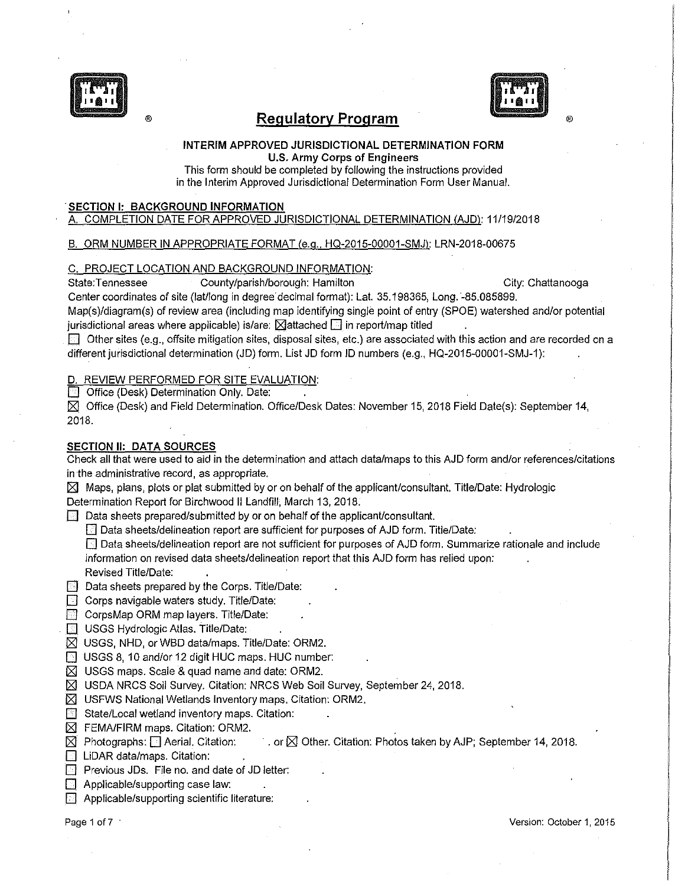# Regulatory Program

**INTERIM APPROVED JURISDICTIONAL DETERMINATION FORM**
**U.S. Army Corps of Engineers**

This form should be completed by following the instructions provided in the Interim Approved Jurisdictional Determination Form User Manual.

## SECTION I: BACKGROUND INFORMATION

A. COMPLETION DATE FOR APPROVED JURISDICTIONAL DETERMINATION (AJD): 11/19/2018

B. ORM NUMBER IN APPROPRIATE FORMAT (e.g., HQ-2015-00001-SMJ): LRN-2018-00675

C. PROJECT LOCATION AND BACKGROUND INFORMATION:

State: Tennessee  County/parish/borough: Hamilton  City: Chattanooga

Center coordinates of site (lat/long in degree decimal format): Lat. 35.198365, Long. -85.085899.

Map(s)/diagram(s) of review area (including map identifying single point of entry (SPOE) watershed and/or potential jurisdictional areas where applicable) is/are: ☒ attached ☐ in report/map titled .

☐ Other sites (e.g., offsite mitigation sites, disposal sites, etc.) are associated with this action and are recorded on a different jurisdictional determination (JD) form. List JD form ID numbers (e.g., HQ-2015-00001-SMJ-1): .

D. REVIEW PERFORMED FOR SITE EVALUATION:

☐ Office (Desk) Determination Only. Date: .

☒ Office (Desk) and Field Determination. Office/Desk Dates: November 15, 2018 Field Date(s): September 14, 2018.

## SECTION II: DATA SOURCES

Check all that were used to aid in the determination and attach data/maps to this AJD form and/or references/citations in the administrative record, as appropriate.

☒ Maps, plans, plots or plat submitted by or on behalf of the applicant/consultant. Title/Date: Hydrologic Determination Report for Birchwood II Landfill, March 13, 2018.

☐ Data sheets prepared/submitted by or on behalf of the applicant/consultant.

- ☐ Data sheets/delineation report are sufficient for purposes of AJD form. Title/Date: .
- ☐ Data sheets/delineation report are not sufficient for purposes of AJD form. Summarize rationale and include information on revised data sheets/delineation report that this AJD form has relied upon: .
  Revised Title/Date: .

☐ Data sheets prepared by the Corps. Title/Date: .

☐ Corps navigable waters study. Title/Date: .

☐ CorpsMap ORM map layers. Title/Date: .

☐ USGS Hydrologic Atlas. Title/Date: .

☒ USGS, NHD, or WBD data/maps. Title/Date: ORM2.

☐ USGS 8, 10 and/or 12 digit HUC maps. HUC number: .

☒ USGS maps. Scale & quad name and date: ORM2.

☒ USDA NRCS Soil Survey. Citation: NRCS Web Soil Survey, September 24, 2018.

☒ USFWS National Wetlands Inventory maps. Citation: ORM2.

☐ State/Local wetland inventory maps. Citation: .

☒ FEMA/FIRM maps. Citation: ORM2.

☒ Photographs: ☐ Aerial. Citation: . or ☒ Other. Citation: Photos taken by AJP; September 14, 2018.

☐ LiDAR data/maps. Citation: .

☐ Previous JDs. File no. and date of JD letter: .

☐ Applicable/supporting case law: .

☐ Applicable/supporting scientific literature: .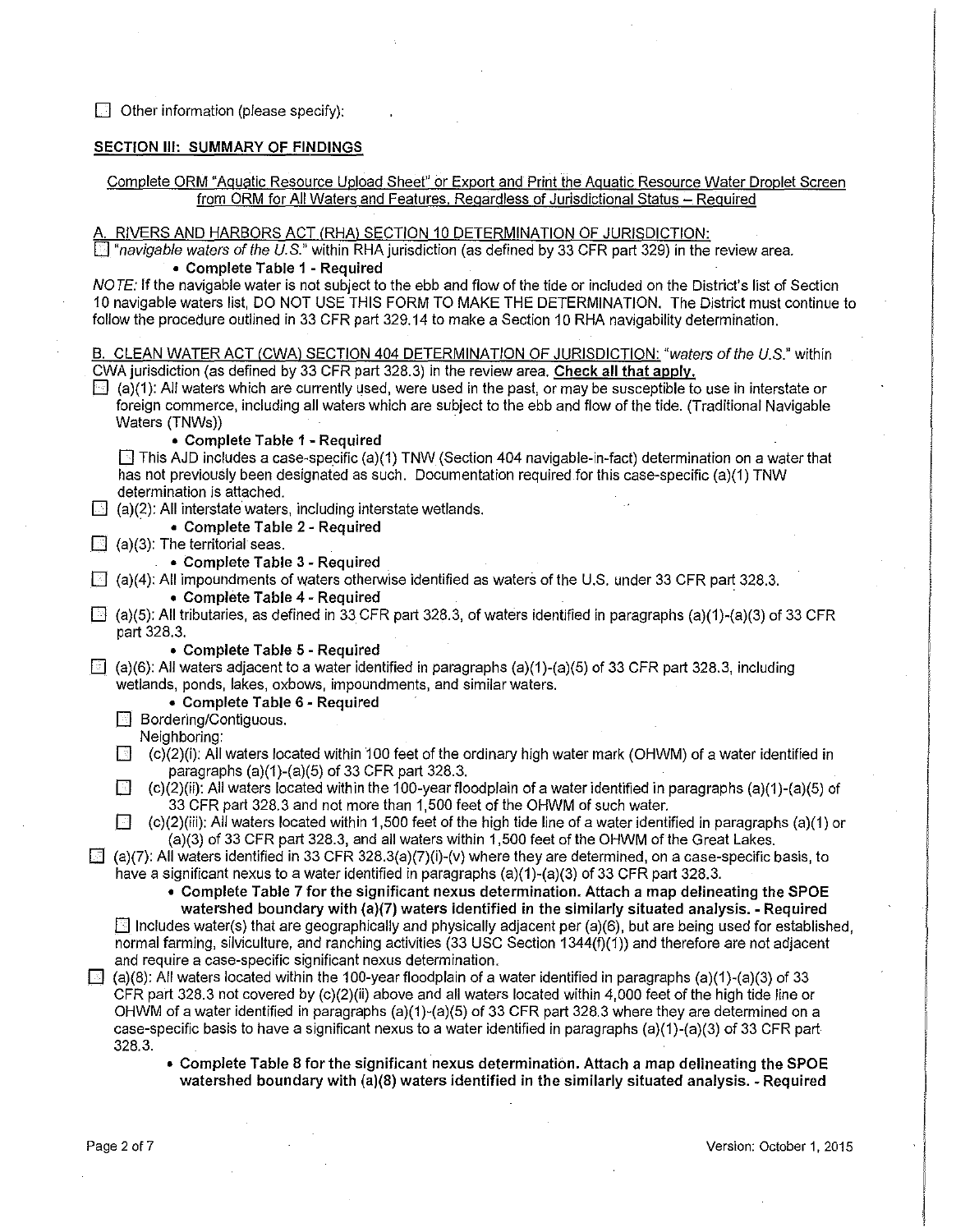☐ Other information (please specify): .

**SECTION III: SUMMARY OF FINDINGS**

Complete ORM "Aquatic Resource Upload Sheet" or Export and Print the Aquatic Resource Water Droplet Screen from ORM for All Waters and Features, Regardless of Jurisdictional Status – Required

A. RIVERS AND HARBORS ACT (RHA) SECTION 10 DETERMINATION OF JURISDICTION:

☐ "*navigable waters of the U.S.*" within RHA jurisdiction (as defined by 33 CFR part 329) in the review area.

- **Complete Table 1 - Required**

*NOTE:* If the navigable water is not subject to the ebb and flow of the tide or included on the District's list of Section 10 navigable waters list, DO NOT USE THIS FORM TO MAKE THE DETERMINATION. The District must continue to follow the procedure outlined in 33 CFR part 329.14 to make a Section 10 RHA navigability determination.

B. CLEAN WATER ACT (CWA) SECTION 404 DETERMINATION OF JURISDICTION: "*waters of the U.S.*" within CWA jurisdiction (as defined by 33 CFR part 328.3) in the review area. **Check all that apply.**

☐ (a)(1): All waters which are currently used, were used in the past, or may be susceptible to use in interstate or foreign commerce, including all waters which are subject to the ebb and flow of the tide. (Traditional Navigable Waters (TNWs))

- **Complete Table 1 - Required**

☐ This AJD includes a case-specific (a)(1) TNW (Section 404 navigable-in-fact) determination on a water that has not previously been designated as such. Documentation required for this case-specific (a)(1) TNW determination is attached.

☐ (a)(2): All interstate waters, including interstate wetlands.

- **Complete Table 2 - Required**

☐ (a)(3): The territorial seas.

- **Complete Table 3 - Required**

☐ (a)(4): All impoundments of waters otherwise identified as waters of the U.S. under 33 CFR part 328.3.

- **Complete Table 4 - Required**

☐ (a)(5): All tributaries, as defined in 33 CFR part 328.3, of waters identified in paragraphs (a)(1)-(a)(3) of 33 CFR part 328.3.

- **Complete Table 5 - Required**

☐ (a)(6): All waters adjacent to a water identified in paragraphs (a)(1)-(a)(5) of 33 CFR part 328.3, including wetlands, ponds, lakes, oxbows, impoundments, and similar waters.

- **Complete Table 6 - Required**

☐ Bordering/Contiguous.

Neighboring:

☐ (c)(2)(i): All waters located within 100 feet of the ordinary high water mark (OHWM) of a water identified in paragraphs (a)(1)-(a)(5) of 33 CFR part 328.3.

☐ (c)(2)(ii): All waters located within the 100-year floodplain of a water identified in paragraphs (a)(1)-(a)(5) of 33 CFR part 328.3 and not more than 1,500 feet of the OHWM of such water.

☐ (c)(2)(iii): All waters located within 1,500 feet of the high tide line of a water identified in paragraphs (a)(1) or (a)(3) of 33 CFR part 328.3, and all waters within 1,500 feet of the OHWM of the Great Lakes.

☐ (a)(7): All waters identified in 33 CFR 328.3(a)(7)(i)-(v) where they are determined, on a case-specific basis, to have a significant nexus to a water identified in paragraphs (a)(1)-(a)(3) of 33 CFR part 328.3.

- **Complete Table 7 for the significant nexus determination. Attach a map delineating the SPOE watershed boundary with (a)(7) waters identified in the similarly situated analysis. - Required**

☐ Includes water(s) that are geographically and physically adjacent per (a)(6), but are being used for established, normal farming, silviculture, and ranching activities (33 USC Section 1344(f)(1)) and therefore are not adjacent and require a case-specific significant nexus determination.

☐ (a)(8): All waters located within the 100-year floodplain of a water identified in paragraphs (a)(1)-(a)(3) of 33 CFR part 328.3 not covered by (c)(2)(ii) above and all waters located within 4,000 feet of the high tide line or OHWM of a water identified in paragraphs (a)(1)-(a)(5) of 33 CFR part 328.3 where they are determined on a case-specific basis to have a significant nexus to a water identified in paragraphs (a)(1)-(a)(3) of 33 CFR part 328.3.

- **Complete Table 8 for the significant nexus determination. Attach a map delineating the SPOE watershed boundary with (a)(8) waters identified in the similarly situated analysis. - Required**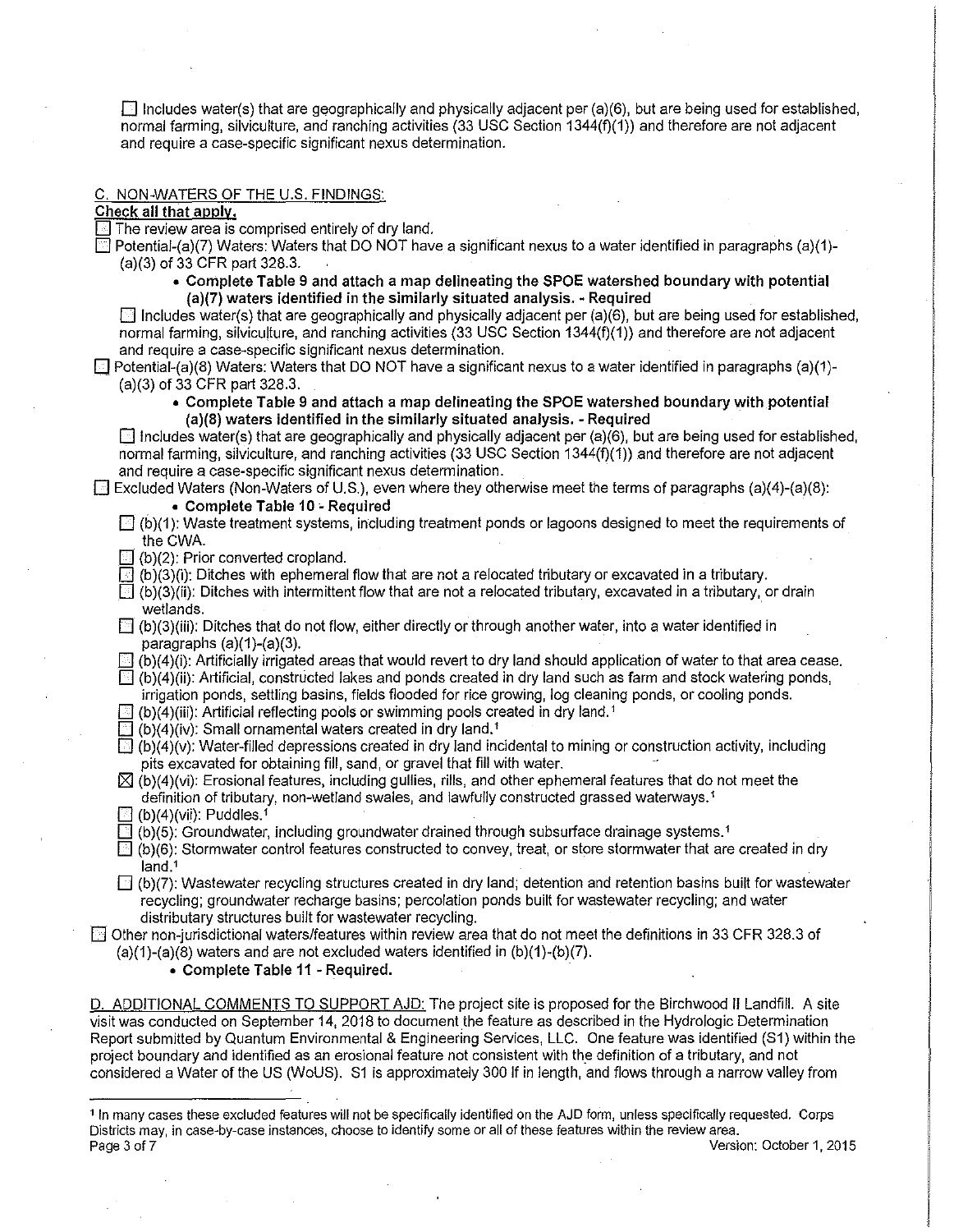☐ Includes water(s) that are geographically and physically adjacent per (a)(6), but are being used for established, normal farming, silviculture, and ranching activities (33 USC Section 1344(f)(1)) and therefore are not adjacent and require a case-specific significant nexus determination.

C. NON-WATERS OF THE U.S. FINDINGS:

**Check all that apply.**

☐ The review area is comprised entirely of dry land.

☐ Potential-(a)(7) Waters: Waters that DO NOT have a significant nexus to a water identified in paragraphs (a)(1)-(a)(3) of 33 CFR part 328.3.

- **Complete Table 9 and attach a map delineating the SPOE watershed boundary with potential (a)(7) waters identified in the similarly situated analysis. - Required**

☐ Includes water(s) that are geographically and physically adjacent per (a)(6), but are being used for established, normal farming, silviculture, and ranching activities (33 USC Section 1344(f)(1)) and therefore are not adjacent and require a case-specific significant nexus determination.

☐ Potential-(a)(8) Waters: Waters that DO NOT have a significant nexus to a water identified in paragraphs (a)(1)-(a)(3) of 33 CFR part 328.3.

- **Complete Table 9 and attach a map delineating the SPOE watershed boundary with potential (a)(8) waters identified in the similarly situated analysis. - Required**

☐ Includes water(s) that are geographically and physically adjacent per (a)(6), but are being used for established, normal farming, silviculture, and ranching activities (33 USC Section 1344(f)(1)) and therefore are not adjacent and require a case-specific significant nexus determination.

☐ Excluded Waters (Non-Waters of U.S.), even where they otherwise meet the terms of paragraphs (a)(4)-(a)(8):

- **Complete Table 10 - Required**

☐ (b)(1): Waste treatment systems, including treatment ponds or lagoons designed to meet the requirements of the CWA.

☐ (b)(2): Prior converted cropland.

☐ (b)(3)(i): Ditches with ephemeral flow that are not a relocated tributary or excavated in a tributary.

☐ (b)(3)(ii): Ditches with intermittent flow that are not a relocated tributary, excavated in a tributary, or drain wetlands.

☐ (b)(3)(iii): Ditches that do not flow, either directly or through another water, into a water identified in paragraphs (a)(1)-(a)(3).

☐ (b)(4)(i): Artificially irrigated areas that would revert to dry land should application of water to that area cease.

☐ (b)(4)(ii): Artificial, constructed lakes and ponds created in dry land such as farm and stock watering ponds, irrigation ponds, settling basins, fields flooded for rice growing, log cleaning ponds, or cooling ponds.

☐ (b)(4)(iii): Artificial reflecting pools or swimming pools created in dry land.[1]

☐ (b)(4)(iv): Small ornamental waters created in dry land.[1]

☐ (b)(4)(v): Water-filled depressions created in dry land incidental to mining or construction activity, including pits excavated for obtaining fill, sand, or gravel that fill with water.

☒ (b)(4)(vi): Erosional features, including gullies, rills, and other ephemeral features that do not meet the definition of tributary, non-wetland swales, and lawfully constructed grassed waterways.[1]

☐ (b)(4)(vii): Puddles.[1]

☐ (b)(5): Groundwater, including groundwater drained through subsurface drainage systems.[1]

☐ (b)(6): Stormwater control features constructed to convey, treat, or store stormwater that are created in dry land.[1]

☐ (b)(7): Wastewater recycling structures created in dry land; detention and retention basins built for wastewater recycling; groundwater recharge basins; percolation ponds built for wastewater recycling; and water distributary structures built for wastewater recycling.

☐ Other non-jurisdictional waters/features within review area that do not meet the definitions in 33 CFR 328.3 of (a)(1)-(a)(8) waters and are not excluded waters identified in (b)(1)-(b)(7).

- **Complete Table 11 - Required.**

D. ADDITIONAL COMMENTS TO SUPPORT AJD: The project site is proposed for the Birchwood II Landfill. A site visit was conducted on September 14, 2018 to document the feature as described in the Hydrologic Determination Report submitted by Quantum Environmental & Engineering Services, LLC. One feature was identified (S1) within the project boundary and identified as an erosional feature not consistent with the definition of a tributary, and not considered a Water of the US (WoUS). S1 is approximately 300 lf in length, and flows through a narrow valley from

---

[1] In many cases these excluded features will not be specifically identified on the AJD form, unless specifically requested. Corps Districts may, in case-by-case instances, choose to identify some or all of these features within the review area.

Version: October 1, 2015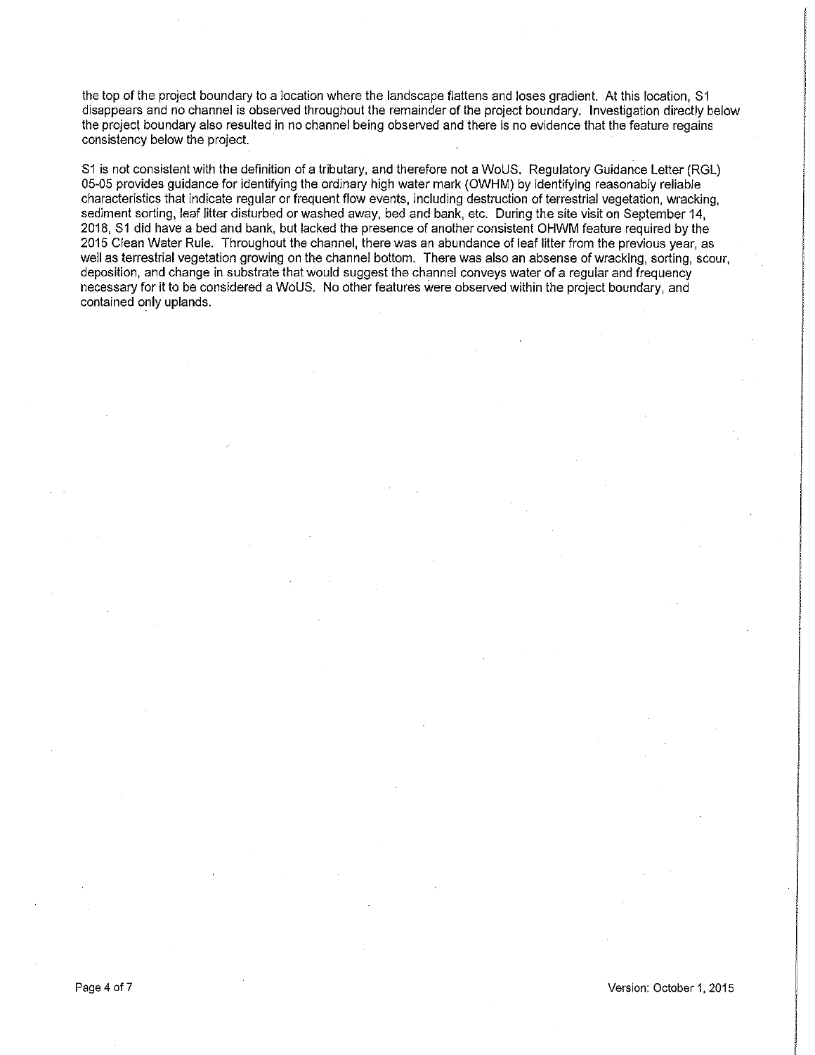the top of the project boundary to a location where the landscape flattens and loses gradient. At this location, S1 disappears and no channel is observed throughout the remainder of the project boundary. Investigation directly below the project boundary also resulted in no channel being observed and there is no evidence that the feature regains consistency below the project.

S1 is not consistent with the definition of a tributary, and therefore not a WoUS. Regulatory Guidance Letter (RGL) 05-05 provides guidance for identifying the ordinary high water mark (OWHM) by identifying reasonably reliable characteristics that indicate regular or frequent flow events, including destruction of terrestrial vegetation, wracking, sediment sorting, leaf litter disturbed or washed away, bed and bank, etc. During the site visit on September 14, 2018, S1 did have a bed and bank, but lacked the presence of another consistent OHWM feature required by the 2015 Clean Water Rule. Throughout the channel, there was an abundance of leaf litter from the previous year, as well as terrestrial vegetation growing on the channel bottom. There was also an absense of wracking, sorting, scour, deposition, and change in substrate that would suggest the channel conveys water of a regular and frequency necessary for it to be considered a WoUS. No other features were observed within the project boundary, and contained only uplands.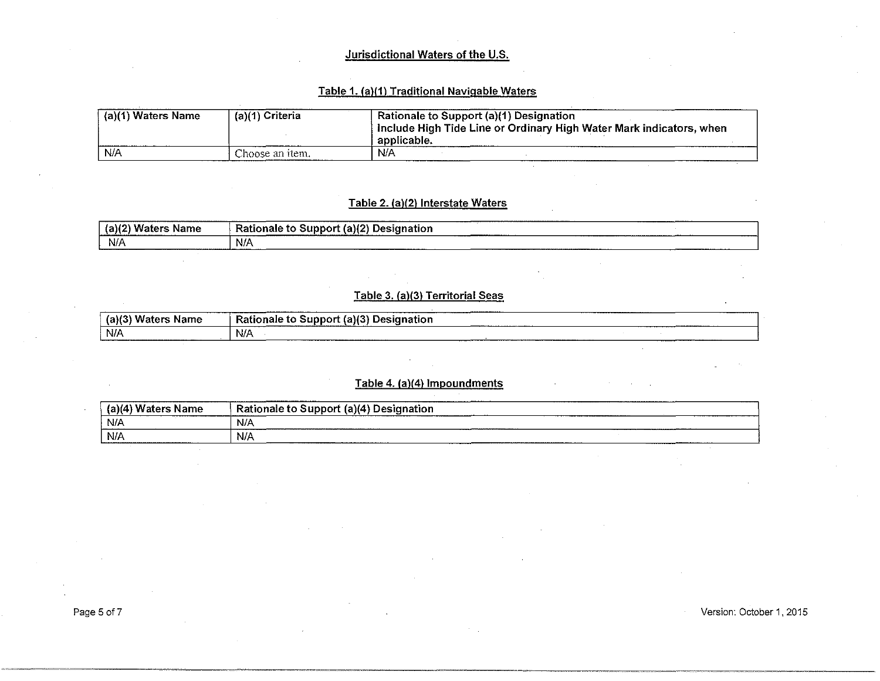## Jurisdictional Waters of the U.S.

### Table 1. (a)(1) Traditional Navigable Waters

| (a)(1) Waters Name | (a)(1) Criteria | Rationale to Support (a)(1) Designation<br>Include High Tide Line or Ordinary High Water Mark indicators, when applicable. |
|---|---|---|
| N/A | Choose an item. | N/A |

### Table 2. (a)(2) Interstate Waters

| (a)(2) Waters Name | Rationale to Support (a)(2) Designation |
|---|---|
| N/A | N/A |

### Table 3. (a)(3) Territorial Seas

| (a)(3) Waters Name | Rationale to Support (a)(3) Designation |
|---|---|
| N/A | N/A |

### Table 4. (a)(4) Impoundments

| (a)(4) Waters Name | Rationale to Support (a)(4) Designation |
|---|---|
| N/A | N/A |
| N/A | N/A |

Version: October 1, 2015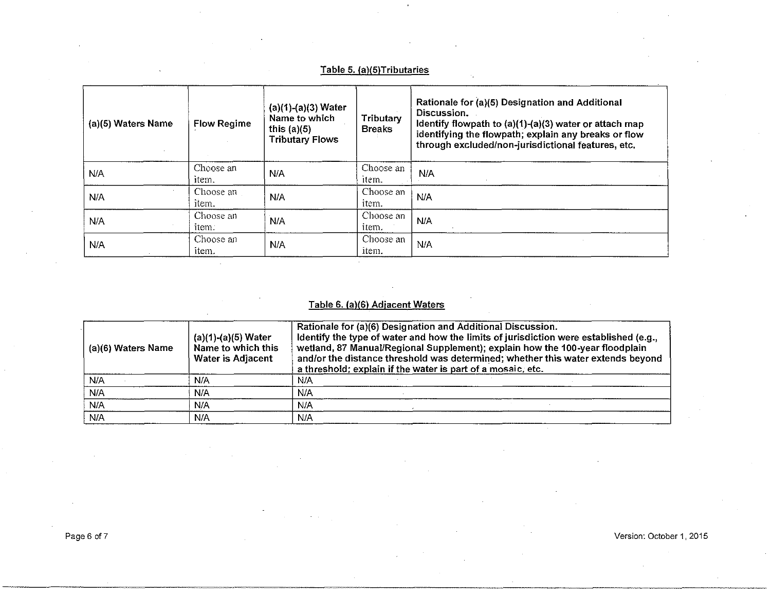**Table 5. (a)(5)Tributaries**

| (a)(5) Waters Name | Flow Regime | (a)(1)-(a)(3) Water Name to which this (a)(5) Tributary Flows | Tributary Breaks | Rationale for (a)(5) Designation and Additional Discussion. Identify flowpath to (a)(1)-(a)(3) water or attach map identifying the flowpath; explain any breaks or flow through excluded/non-jurisdictional features, etc. |
|---|---|---|---|---|
| N/A | Choose an item. | N/A | Choose an item. | N/A |
| N/A | Choose an item. | N/A | Choose an item. | N/A |
| N/A | Choose an item. | N/A | Choose an item. | N/A |
| N/A | Choose an item. | N/A | Choose an item. | N/A |

**Table 6. (a)(6) Adjacent Waters**

| (a)(6) Waters Name | (a)(1)-(a)(5) Water Name to which this Water is Adjacent | Rationale for (a)(6) Designation and Additional Discussion. Identify the type of water and how the limits of jurisdiction were established (e.g., wetland, 87 Manual/Regional Supplement); explain how the 100-year floodplain and/or the distance threshold was determined; whether this water extends beyond a threshold; explain if the water is part of a mosaic, etc. |
|---|---|---|
| N/A | N/A | N/A |
| N/A | N/A | N/A |
| N/A | N/A | N/A |
| N/A | N/A | N/A |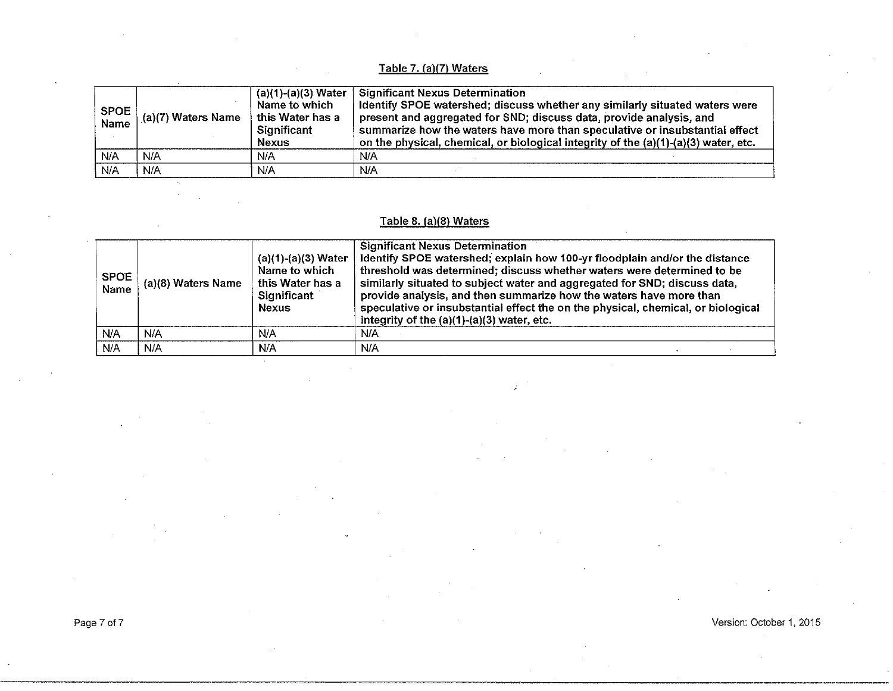Table 7. (a)(7) Waters

| SPOE Name | (a)(7) Waters Name | (a)(1)-(a)(3) Water Name to which this Water has a Significant Nexus | Significant Nexus Determination Identify SPOE watershed; discuss whether any similarly situated waters were present and aggregated for SND; discuss data, provide analysis, and summarize how the waters have more than speculative or insubstantial effect on the physical, chemical, or biological integrity of the (a)(1)-(a)(3) water, etc. |
|---|---|---|---|
| N/A | N/A | N/A | N/A |
| N/A | N/A | N/A | N/A |

Table 8. (a)(8) Waters

| SPOE Name | (a)(8) Waters Name | (a)(1)-(a)(3) Water Name to which this Water has a Significant Nexus | Significant Nexus Determination Identify SPOE watershed; explain how 100-yr floodplain and/or the distance threshold was determined; discuss whether waters were determined to be similarly situated to subject water and aggregated for SND; discuss data, provide analysis, and then summarize how the waters have more than speculative or insubstantial effect the on the physical, chemical, or biological integrity of the (a)(1)-(a)(3) water, etc. |
|---|---|---|---|
| N/A | N/A | N/A | N/A |
| N/A | N/A | N/A | N/A |

Version: October 1, 2015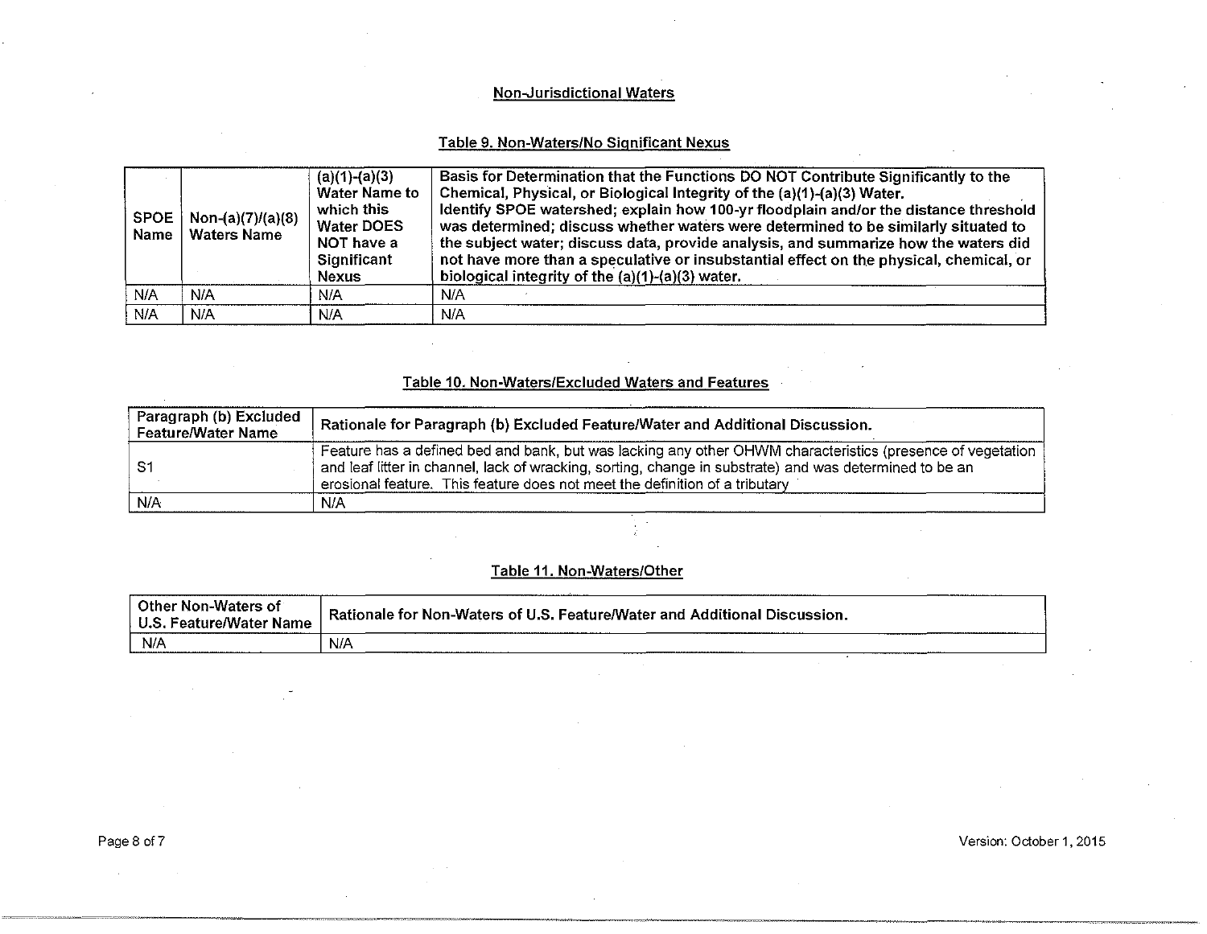## Non-Jurisdictional Waters

### Table 9. Non-Waters/No Significant Nexus

| SPOE Name | Non-(a)(7)/(a)(8) Waters Name | (a)(1)-(a)(3) Water Name to which this Water DOES NOT have a Significant Nexus | Basis for Determination that the Functions DO NOT Contribute Significantly to the Chemical, Physical, or Biological Integrity of the (a)(1)-(a)(3) Water. Identify SPOE watershed; explain how 100-yr floodplain and/or the distance threshold was determined; discuss whether waters were determined to be similarly situated to the subject water; discuss data, provide analysis, and summarize how the waters did not have more than a speculative or insubstantial effect on the physical, chemical, or biological integrity of the (a)(1)-(a)(3) water. |
|---|---|---|---|
| N/A | N/A | N/A | N/A |
| N/A | N/A | N/A | N/A |

### Table 10. Non-Waters/Excluded Waters and Features

| Paragraph (b) Excluded Feature/Water Name | Rationale for Paragraph (b) Excluded Feature/Water and Additional Discussion. |
|---|---|
| S1 | Feature has a defined bed and bank, but was lacking any other OHWM characteristics (presence of vegetation and leaf litter in channel, lack of wracking, sorting, change in substrate) and was determined to be an erosional feature. This feature does not meet the definition of a tributary |
| N/A | N/A |

### Table 11. Non-Waters/Other

| Other Non-Waters of U.S. Feature/Water Name | Rationale for Non-Waters of U.S. Feature/Water and Additional Discussion. |
|---|---|
| N/A | N/A |